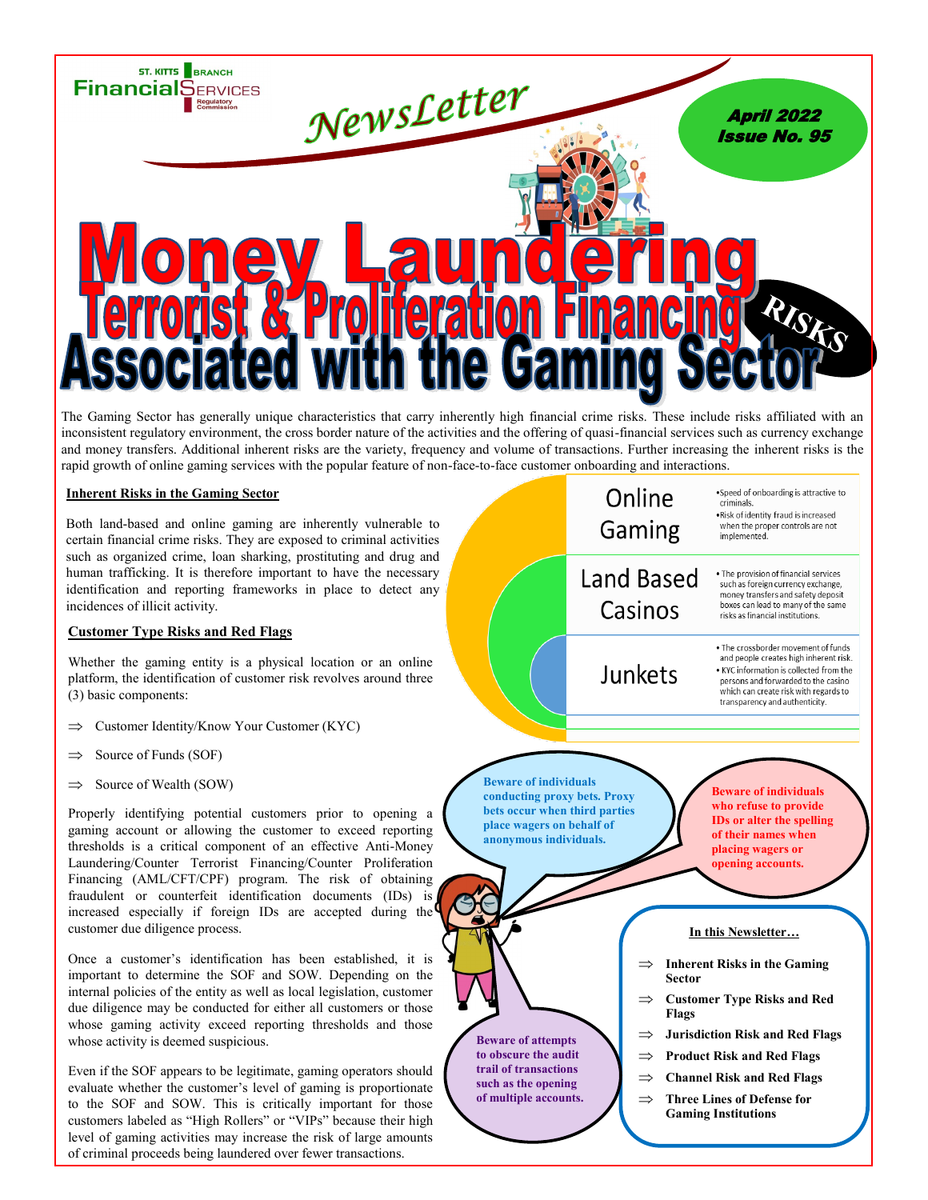ST. KITTS BRANCH Financial Services Regulatory Commission

NewsLetter

April 2022
Issue No. 95

# Money Laundering Terrorist & Proliferation Financing RISKS Associated with the Gaming Sector

The Gaming Sector has generally unique characteristics that carry inherently high financial crime risks. These include risks affiliated with an inconsistent regulatory environment, the cross border nature of the activities and the offering of quasi-financial services such as currency exchange and money transfers. Additional inherent risks are the variety, frequency and volume of transactions. Further increasing the inherent risks is the rapid growth of online gaming services with the popular feature of non-face-to-face customer onboarding and interactions.

## Inherent Risks in the Gaming Sector

Both land-based and online gaming are inherently vulnerable to certain financial crime risks. They are exposed to criminal activities such as organized crime, loan sharking, prostituting and drug and human trafficking. It is therefore important to have the necessary identification and reporting frameworks in place to detect any incidences of illicit activity.

| | |
|---|---|
| Online Gaming | • Speed of onboarding is attractive to criminals.<br>• Risk of identity fraud is increased when the proper controls are not implemented. |
| Land Based Casinos | • The provision of financial services such as foreign currency exchange, money transfers and safety deposit boxes can lead to many of the same risks as financial institutions. |
| Junkets | • The crossborder movement of funds and people creates high inherent risk.<br>• KYC information is collected from the persons and forwarded to the casino which can create risk with regards to transparency and authenticity. |

## Customer Type Risks and Red Flags

Whether the gaming entity is a physical location or an online platform, the identification of customer risk revolves around three (3) basic components:

- ⇒ Customer Identity/Know Your Customer (KYC)
- ⇒ Source of Funds (SOF)
- ⇒ Source of Wealth (SOW)

Properly identifying potential customers prior to opening a gaming account or allowing the customer to exceed reporting thresholds is a critical component of an effective Anti-Money Laundering/Counter Terrorist Financing/Counter Proliferation Financing (AML/CFT/CPF) program. The risk of obtaining fraudulent or counterfeit identification documents (IDs) is increased especially if foreign IDs are accepted during the customer due diligence process.

Once a customer's identification has been established, it is important to determine the SOF and SOW. Depending on the internal policies of the entity as well as local legislation, customer due diligence may be conducted for either all customers or those whose gaming activity exceed reporting thresholds and those whose activity is deemed suspicious.

Even if the SOF appears to be legitimate, gaming operators should evaluate whether the customer's level of gaming is proportionate to the SOF and SOW. This is critically important for those customers labeled as "High Rollers" or "VIPs" because their high level of gaming activities may increase the risk of large amounts of criminal proceeds being laundered over fewer transactions.

**Beware of individuals conducting proxy bets. Proxy bets occur when third parties place wagers on behalf of anonymous individuals.**

**Beware of individuals who refuse to provide IDs or alter the spelling of their names when placing wagers or opening accounts.**

**Beware of attempts to obscure the audit trail of transactions such as the opening of multiple accounts.**

**In this Newsletter…**

- ⇒ **Inherent Risks in the Gaming Sector**
- ⇒ **Customer Type Risks and Red Flags**
- ⇒ **Jurisdiction Risk and Red Flags**
- ⇒ **Product Risk and Red Flags**
- ⇒ **Channel Risk and Red Flags**
- ⇒ **Three Lines of Defense for Gaming Institutions**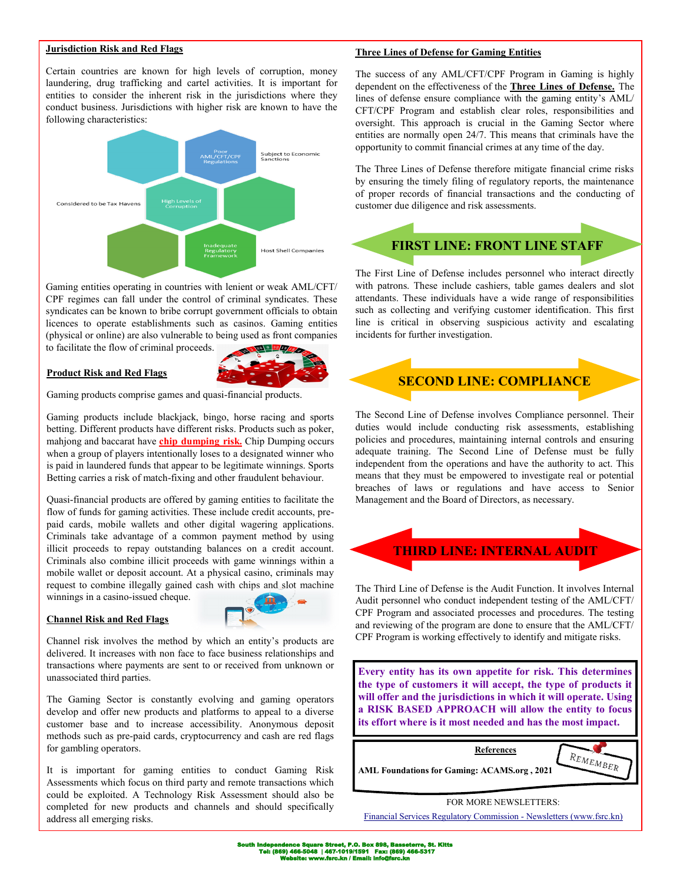## Jurisdiction Risk and Red Flags

Certain countries are known for high levels of corruption, money laundering, drug trafficking and cartel activities. It is important for entities to consider the inherent risk in the jurisdictions where they conduct business. Jurisdictions with higher risk are known to have the following characteristics:

Poor AML/CFT/CPF Regulations

Subject to Economic Sanctions

Considered to be Tax Havens

High Levels of Corruption

Inadequate Regulatory Framework

Host Shell Companies

Gaming entities operating in countries with lenient or weak AML/CFT/CPF regimes can fall under the control of criminal syndicates. These syndicates can be known to bribe corrupt government officials to obtain licences to operate establishments such as casinos. Gaming entities (physical or online) are also vulnerable to being used as front companies to facilitate the flow of criminal proceeds.

## Product Risk and Red Flags

Gaming products comprise games and quasi-financial products.

Gaming products include blackjack, bingo, horse racing and sports betting. Different products have different risks. Products such as poker, mahjong and baccarat have **chip dumping risk.** Chip Dumping occurs when a group of players intentionally loses to a designated winner who is paid in laundered funds that appear to be legitimate winnings. Sports Betting carries a risk of match-fixing and other fraudulent behaviour.

Quasi-financial products are offered by gaming entities to facilitate the flow of funds for gaming activities. These include credit accounts, pre-paid cards, mobile wallets and other digital wagering applications. Criminals take advantage of a common payment method by using illicit proceeds to repay outstanding balances on a credit account. Criminals also combine illicit proceeds with game winnings within a mobile wallet or deposit account. At a physical casino, criminals may request to combine illegally gained cash with chips and slot machine winnings in a casino-issued cheque.

## Channel Risk and Red Flags

Channel risk involves the method by which an entity's products are delivered. It increases with non face to face business relationships and transactions where payments are sent to or received from unknown or unassociated third parties.

The Gaming Sector is constantly evolving and gaming operators develop and offer new products and platforms to appeal to a diverse customer base and to increase accessibility. Anonymous deposit methods such as pre-paid cards, cryptocurrency and cash are red flags for gambling operators.

It is important for gaming entities to conduct Gaming Risk Assessments which focus on third party and remote transactions which could be exploited. A Technology Risk Assessment should also be completed for new products and channels and should specifically address all emerging risks.

## Three Lines of Defense for Gaming Entities

The success of any AML/CFT/CPF Program in Gaming is highly dependent on the effectiveness of the **Three Lines of Defense.** The lines of defense ensure compliance with the gaming entity's AML/CFT/CPF Program and establish clear roles, responsibilities and oversight. This approach is crucial in the Gaming Sector where entities are normally open 24/7. This means that criminals have the opportunity to commit financial crimes at any time of the day.

The Three Lines of Defense therefore mitigate financial crime risks by ensuring the timely filing of regulatory reports, the maintenance of proper records of financial transactions and the conducting of customer due diligence and risk assessments.

### FIRST LINE: FRONT LINE STAFF

The First Line of Defense includes personnel who interact directly with patrons. These include cashiers, table games dealers and slot attendants. These individuals have a wide range of responsibilities such as collecting and verifying customer identification. This first line is critical in observing suspicious activity and escalating incidents for further investigation.

### SECOND LINE: COMPLIANCE

The Second Line of Defense involves Compliance personnel. Their duties would include conducting risk assessments, establishing policies and procedures, maintaining internal controls and ensuring adequate training. The Second Line of Defense must be fully independent from the operations and have the authority to act. This means that they must be empowered to investigate real or potential breaches of laws or regulations and have access to Senior Management and the Board of Directors, as necessary.

### THIRD LINE: INTERNAL AUDIT

The Third Line of Defense is the Audit Function. It involves Internal Audit personnel who conduct independent testing of the AML/CFT/CPF Program and associated processes and procedures. The testing and reviewing of the program are done to ensure that the AML/CFT/CPF Program is working effectively to identify and mitigate risks.

**Every entity has its own appetite for risk. This determines the type of customers it will accept, the type of products it will offer and the jurisdictions in which it will operate. Using a RISK BASED APPROACH will allow the entity to focus its effort where is it most needed and has the most impact.**

**References**

**AML Foundations for Gaming: ACAMS.org , 2021**

REMEMBER

FOR MORE NEWSLETTERS:

Financial Services Regulatory Commission - Newsletters (www.fsrc.kn)

South Independence Square Street, P.O. Box 898, Basseterre, St. Kitts
Tel: (869) 466-5048 | 467-1019/1591 Fax: (869) 466-5317
Website: www.fsrc.kn / Email: info@fsrc.kn